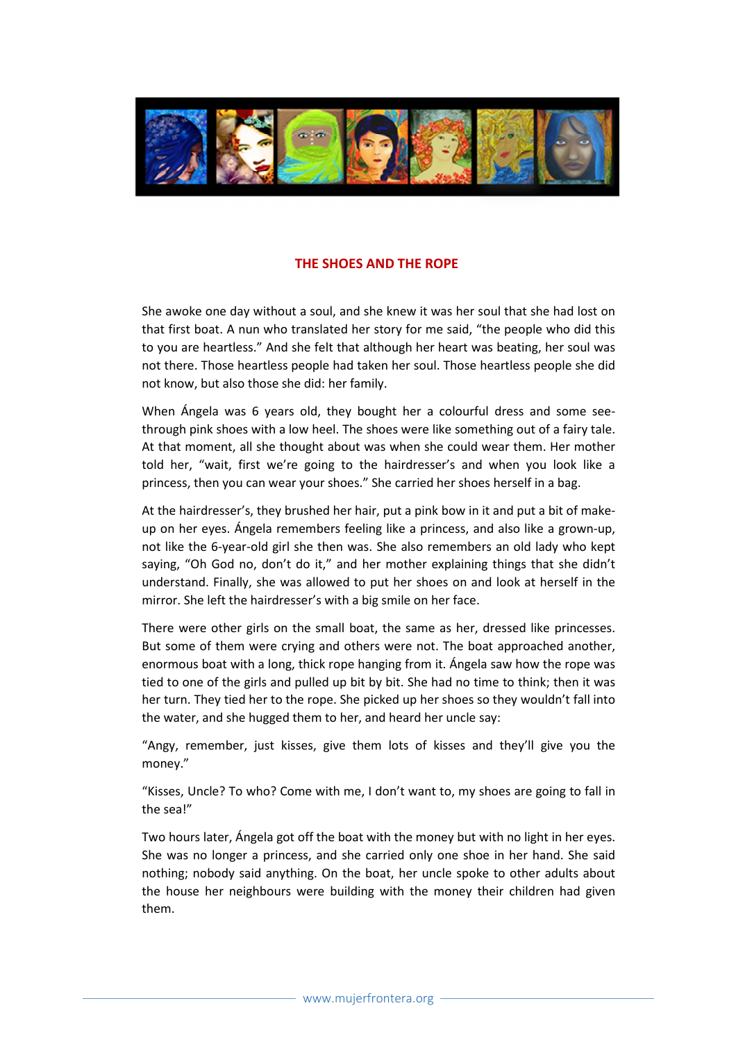# THE SHOES AND THE ROPE

She awoke one day without a soul, and she knew it was her soul that she had lost on that first boat. A nun who translated her story for me said, "the people who did this to you are heartless." And she felt that although her heart was beating, her soul was not there. Those heartless people had taken her soul. Those heartless people she did not know, but also those she did: her family.

When Ángela was 6 years old, they bought her a colourful dress and some see-through pink shoes with a low heel. The shoes were like something out of a fairy tale. At that moment, all she thought about was when she could wear them. Her mother told her, "wait, first we're going to the hairdresser's and when you look like a princess, then you can wear your shoes." She carried her shoes herself in a bag.

At the hairdresser's, they brushed her hair, put a pink bow in it and put a bit of make-up on her eyes. Ángela remembers feeling like a princess, and also like a grown-up, not like the 6-year-old girl she then was. She also remembers an old lady who kept saying, "Oh God no, don't do it," and her mother explaining things that she didn't understand. Finally, she was allowed to put her shoes on and look at herself in the mirror. She left the hairdresser's with a big smile on her face.

There were other girls on the small boat, the same as her, dressed like princesses. But some of them were crying and others were not. The boat approached another, enormous boat with a long, thick rope hanging from it. Ángela saw how the rope was tied to one of the girls and pulled up bit by bit. She had no time to think; then it was her turn. They tied her to the rope. She picked up her shoes so they wouldn't fall into the water, and she hugged them to her, and heard her uncle say:

"Angy, remember, just kisses, give them lots of kisses and they'll give you the money."

"Kisses, Uncle? To who? Come with me, I don't want to, my shoes are going to fall in the sea!"

Two hours later, Ángela got off the boat with the money but with no light in her eyes. She was no longer a princess, and she carried only one shoe in her hand. She said nothing; nobody said anything. On the boat, her uncle spoke to other adults about the house her neighbours were building with the money their children had given them.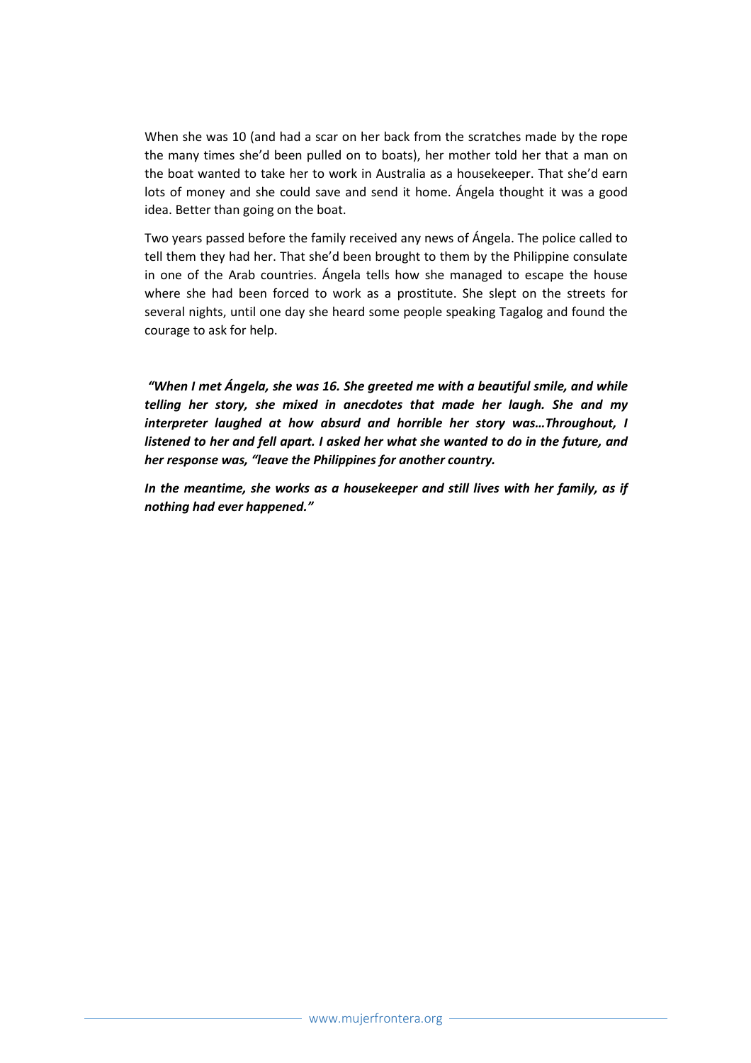When she was 10 (and had a scar on her back from the scratches made by the rope the many times she'd been pulled on to boats), her mother told her that a man on the boat wanted to take her to work in Australia as a housekeeper. That she'd earn lots of money and she could save and send it home. Ángela thought it was a good idea. Better than going on the boat.

Two years passed before the family received any news of Ángela. The police called to tell them they had her. That she'd been brought to them by the Philippine consulate in one of the Arab countries. Ángela tells how she managed to escape the house where she had been forced to work as a prostitute. She slept on the streets for several nights, until one day she heard some people speaking Tagalog and found the courage to ask for help.

***"When I met Ángela, she was 16. She greeted me with a beautiful smile, and while telling her story, she mixed in anecdotes that made her laugh. She and my interpreter laughed at how absurd and horrible her story was…Throughout, I listened to her and fell apart. I asked her what she wanted to do in the future, and her response was, "leave the Philippines for another country.***

***In the meantime, she works as a housekeeper and still lives with her family, as if nothing had ever happened."***